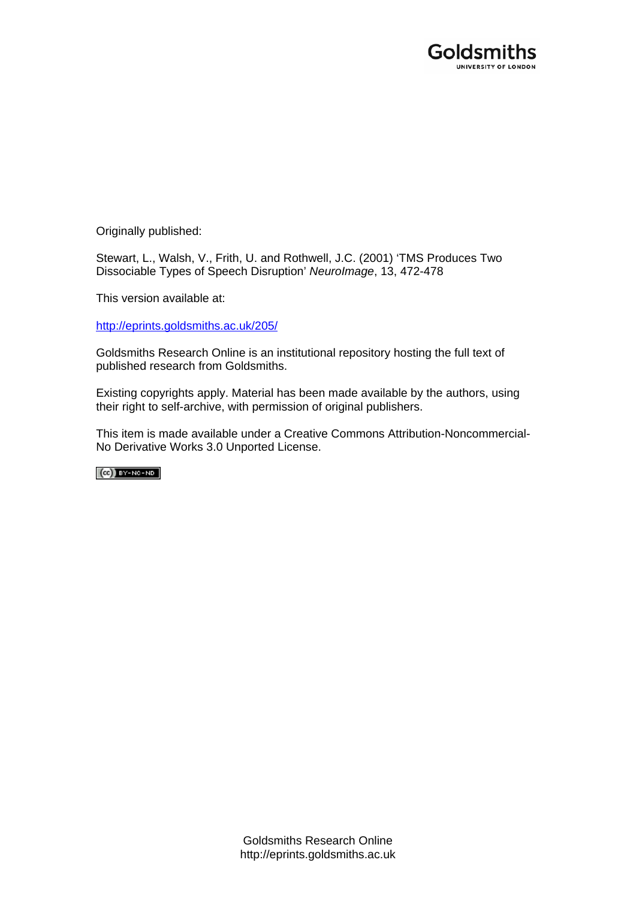Goldsmiths
UNIVERSITY OF LONDON

Originally published:

Stewart, L., Walsh, V., Frith, U. and Rothwell, J.C. (2001) 'TMS Produces Two Dissociable Types of Speech Disruption' *NeuroImage*, 13, 472-478

This version available at:

http://eprints.goldsmiths.ac.uk/205/

Goldsmiths Research Online is an institutional repository hosting the full text of published research from Goldsmiths.

Existing copyrights apply. Material has been made available by the authors, using their right to self-archive, with permission of original publishers.

This item is made available under a Creative Commons Attribution-Noncommercial-No Derivative Works 3.0 Unported License.

(cc) BY-NC-ND

Goldsmiths Research Online
http://eprints.goldsmiths.ac.uk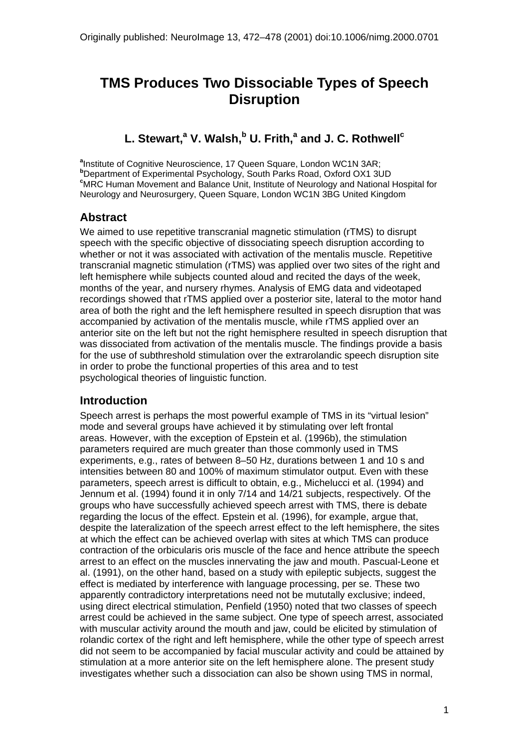Originally published: NeuroImage 13, 472–478 (2001) doi:10.1006/nimg.2000.0701

# TMS Produces Two Dissociable Types of Speech Disruption

## L. Stewart,[a] V. Walsh,[b] U. Frith,[a] and J. C. Rothwell[c]

[a]Institute of Cognitive Neuroscience, 17 Queen Square, London WC1N 3AR;
[b]Department of Experimental Psychology, South Parks Road, Oxford OX1 3UD
[c]MRC Human Movement and Balance Unit, Institute of Neurology and National Hospital for Neurology and Neurosurgery, Queen Square, London WC1N 3BG United Kingdom

## Abstract

We aimed to use repetitive transcranial magnetic stimulation (rTMS) to disrupt speech with the specific objective of dissociating speech disruption according to whether or not it was associated with activation of the mentalis muscle. Repetitive transcranial magnetic stimulation (rTMS) was applied over two sites of the right and left hemisphere while subjects counted aloud and recited the days of the week, months of the year, and nursery rhymes. Analysis of EMG data and videotaped recordings showed that rTMS applied over a posterior site, lateral to the motor hand area of both the right and the left hemisphere resulted in speech disruption that was accompanied by activation of the mentalis muscle, while rTMS applied over an anterior site on the left but not the right hemisphere resulted in speech disruption that was dissociated from activation of the mentalis muscle. The findings provide a basis for the use of subthreshold stimulation over the extrarolandic speech disruption site in order to probe the functional properties of this area and to test psychological theories of linguistic function.

## Introduction

Speech arrest is perhaps the most powerful example of TMS in its "virtual lesion" mode and several groups have achieved it by stimulating over left frontal areas. However, with the exception of Epstein et al. (1996b), the stimulation parameters required are much greater than those commonly used in TMS experiments, e.g., rates of between 8–50 Hz, durations between 1 and 10 s and intensities between 80 and 100% of maximum stimulator output. Even with these parameters, speech arrest is difficult to obtain, e.g., Michelucci et al. (1994) and Jennum et al. (1994) found it in only 7/14 and 14/21 subjects, respectively. Of the groups who have successfully achieved speech arrest with TMS, there is debate regarding the locus of the effect. Epstein et al. (1996), for example, argue that, despite the lateralization of the speech arrest effect to the left hemisphere, the sites at which the effect can be achieved overlap with sites at which TMS can produce contraction of the orbicularis oris muscle of the face and hence attribute the speech arrest to an effect on the muscles innervating the jaw and mouth. Pascual-Leone et al. (1991), on the other hand, based on a study with epileptic subjects, suggest the effect is mediated by interference with language processing, per se. These two apparently contradictory interpretations need not be mututally exclusive; indeed, using direct electrical stimulation, Penfield (1950) noted that two classes of speech arrest could be achieved in the same subject. One type of speech arrest, associated with muscular activity around the mouth and jaw, could be elicited by stimulation of rolandic cortex of the right and left hemisphere, while the other type of speech arrest did not seem to be accompanied by facial muscular activity and could be attained by stimulation at a more anterior site on the left hemisphere alone. The present study investigates whether such a dissociation can also be shown using TMS in normal,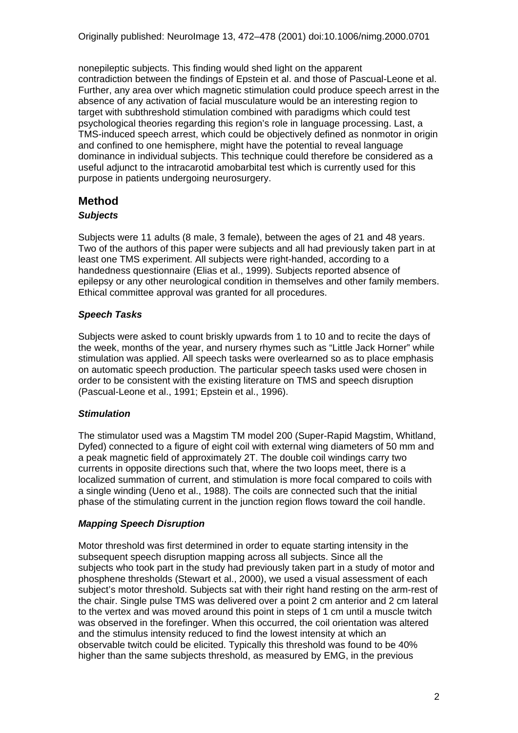nonepileptic subjects. This finding would shed light on the apparent contradiction between the findings of Epstein et al. and those of Pascual-Leone et al. Further, any area over which magnetic stimulation could produce speech arrest in the absence of any activation of facial musculature would be an interesting region to target with subthreshold stimulation combined with paradigms which could test psychological theories regarding this region's role in language processing. Last, a TMS-induced speech arrest, which could be objectively defined as nonmotor in origin and confined to one hemisphere, might have the potential to reveal language dominance in individual subjects. This technique could therefore be considered as a useful adjunct to the intracarotid amobarbital test which is currently used for this purpose in patients undergoing neurosurgery.

## Method

### *Subjects*

Subjects were 11 adults (8 male, 3 female), between the ages of 21 and 48 years. Two of the authors of this paper were subjects and all had previously taken part in at least one TMS experiment. All subjects were right-handed, according to a handedness questionnaire (Elias et al., 1999). Subjects reported absence of epilepsy or any other neurological condition in themselves and other family members. Ethical committee approval was granted for all procedures.

### *Speech Tasks*

Subjects were asked to count briskly upwards from 1 to 10 and to recite the days of the week, months of the year, and nursery rhymes such as "Little Jack Horner" while stimulation was applied. All speech tasks were overlearned so as to place emphasis on automatic speech production. The particular speech tasks used were chosen in order to be consistent with the existing literature on TMS and speech disruption (Pascual-Leone et al., 1991; Epstein et al., 1996).

### *Stimulation*

The stimulator used was a Magstim TM model 200 (Super-Rapid Magstim, Whitland, Dyfed) connected to a figure of eight coil with external wing diameters of 50 mm and a peak magnetic field of approximately 2T. The double coil windings carry two currents in opposite directions such that, where the two loops meet, there is a localized summation of current, and stimulation is more focal compared to coils with a single winding (Ueno et al., 1988). The coils are connected such that the initial phase of the stimulating current in the junction region flows toward the coil handle.

### *Mapping Speech Disruption*

Motor threshold was first determined in order to equate starting intensity in the subsequent speech disruption mapping across all subjects. Since all the subjects who took part in the study had previously taken part in a study of motor and phosphene thresholds (Stewart et al., 2000), we used a visual assessment of each subject's motor threshold. Subjects sat with their right hand resting on the arm-rest of the chair. Single pulse TMS was delivered over a point 2 cm anterior and 2 cm lateral to the vertex and was moved around this point in steps of 1 cm until a muscle twitch was observed in the forefinger. When this occurred, the coil orientation was altered and the stimulus intensity reduced to find the lowest intensity at which an observable twitch could be elicited. Typically this threshold was found to be 40% higher than the same subjects threshold, as measured by EMG, in the previous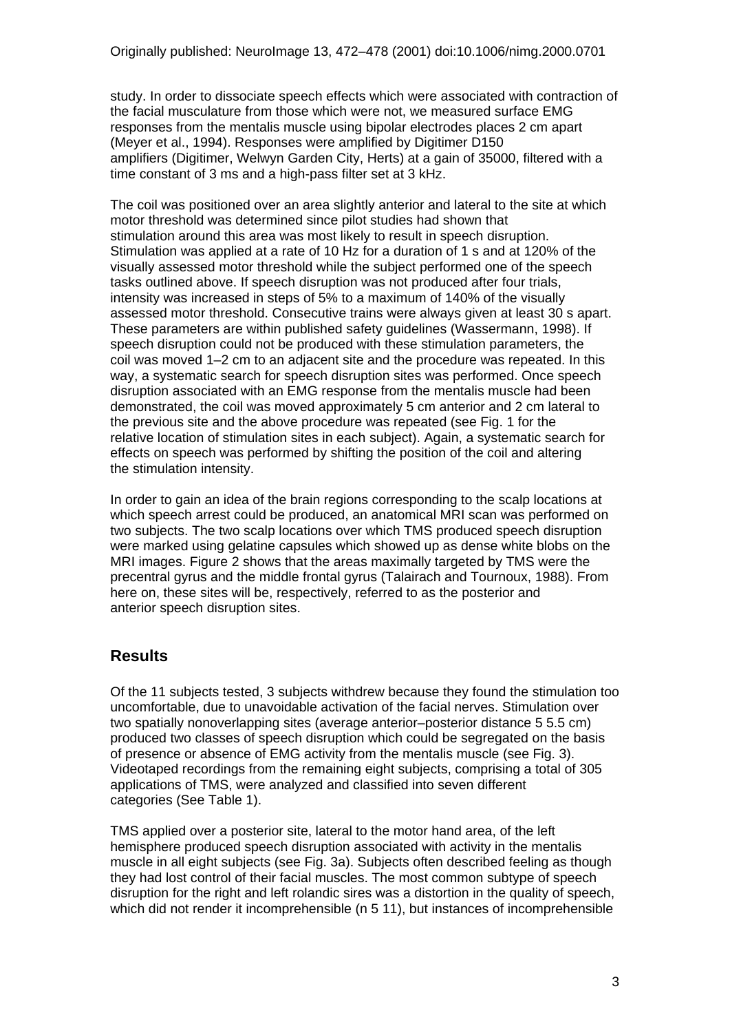study. In order to dissociate speech effects which were associated with contraction of the facial musculature from those which were not, we measured surface EMG responses from the mentalis muscle using bipolar electrodes places 2 cm apart (Meyer et al., 1994). Responses were amplified by Digitimer D150 amplifiers (Digitimer, Welwyn Garden City, Herts) at a gain of 35000, filtered with a time constant of 3 ms and a high-pass filter set at 3 kHz.

The coil was positioned over an area slightly anterior and lateral to the site at which motor threshold was determined since pilot studies had shown that stimulation around this area was most likely to result in speech disruption. Stimulation was applied at a rate of 10 Hz for a duration of 1 s and at 120% of the visually assessed motor threshold while the subject performed one of the speech tasks outlined above. If speech disruption was not produced after four trials, intensity was increased in steps of 5% to a maximum of 140% of the visually assessed motor threshold. Consecutive trains were always given at least 30 s apart. These parameters are within published safety guidelines (Wassermann, 1998). If speech disruption could not be produced with these stimulation parameters, the coil was moved 1–2 cm to an adjacent site and the procedure was repeated. In this way, a systematic search for speech disruption sites was performed. Once speech disruption associated with an EMG response from the mentalis muscle had been demonstrated, the coil was moved approximately 5 cm anterior and 2 cm lateral to the previous site and the above procedure was repeated (see Fig. 1 for the relative location of stimulation sites in each subject). Again, a systematic search for effects on speech was performed by shifting the position of the coil and altering the stimulation intensity.

In order to gain an idea of the brain regions corresponding to the scalp locations at which speech arrest could be produced, an anatomical MRI scan was performed on two subjects. The two scalp locations over which TMS produced speech disruption were marked using gelatine capsules which showed up as dense white blobs on the MRI images. Figure 2 shows that the areas maximally targeted by TMS were the precentral gyrus and the middle frontal gyrus (Talairach and Tournoux, 1988). From here on, these sites will be, respectively, referred to as the posterior and anterior speech disruption sites.

## Results

Of the 11 subjects tested, 3 subjects withdrew because they found the stimulation too uncomfortable, due to unavoidable activation of the facial nerves. Stimulation over two spatially nonoverlapping sites (average anterior–posterior distance 5 5.5 cm) produced two classes of speech disruption which could be segregated on the basis of presence or absence of EMG activity from the mentalis muscle (see Fig. 3). Videotaped recordings from the remaining eight subjects, comprising a total of 305 applications of TMS, were analyzed and classified into seven different categories (See Table 1).

TMS applied over a posterior site, lateral to the motor hand area, of the left hemisphere produced speech disruption associated with activity in the mentalis muscle in all eight subjects (see Fig. 3a). Subjects often described feeling as though they had lost control of their facial muscles. The most common subtype of speech disruption for the right and left rolandic sires was a distortion in the quality of speech, which did not render it incomprehensible (n 5 11), but instances of incomprehensible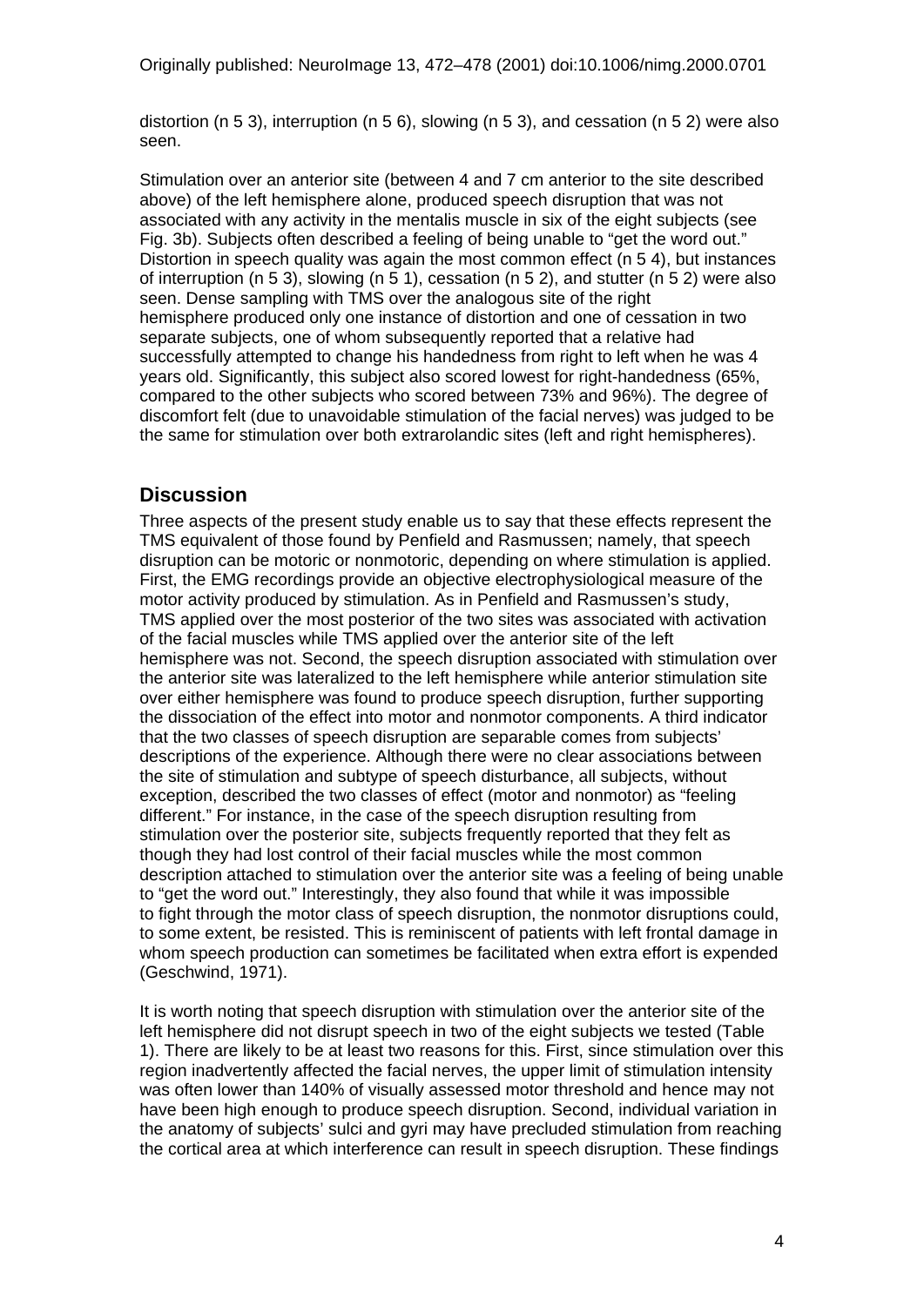distortion (n 5 3), interruption (n 5 6), slowing (n 5 3), and cessation (n 5 2) were also seen.

Stimulation over an anterior site (between 4 and 7 cm anterior to the site described above) of the left hemisphere alone, produced speech disruption that was not associated with any activity in the mentalis muscle in six of the eight subjects (see Fig. 3b). Subjects often described a feeling of being unable to "get the word out." Distortion in speech quality was again the most common effect (n 5 4), but instances of interruption (n 5 3), slowing (n 5 1), cessation (n 5 2), and stutter (n 5 2) were also seen. Dense sampling with TMS over the analogous site of the right hemisphere produced only one instance of distortion and one of cessation in two separate subjects, one of whom subsequently reported that a relative had successfully attempted to change his handedness from right to left when he was 4 years old. Significantly, this subject also scored lowest for right-handedness (65%, compared to the other subjects who scored between 73% and 96%). The degree of discomfort felt (due to unavoidable stimulation of the facial nerves) was judged to be the same for stimulation over both extrarolandic sites (left and right hemispheres).

## Discussion

Three aspects of the present study enable us to say that these effects represent the TMS equivalent of those found by Penfield and Rasmussen; namely, that speech disruption can be motoric or nonmotoric, depending on where stimulation is applied. First, the EMG recordings provide an objective electrophysiological measure of the motor activity produced by stimulation. As in Penfield and Rasmussen's study, TMS applied over the most posterior of the two sites was associated with activation of the facial muscles while TMS applied over the anterior site of the left hemisphere was not. Second, the speech disruption associated with stimulation over the anterior site was lateralized to the left hemisphere while anterior stimulation site over either hemisphere was found to produce speech disruption, further supporting the dissociation of the effect into motor and nonmotor components. A third indicator that the two classes of speech disruption are separable comes from subjects' descriptions of the experience. Although there were no clear associations between the site of stimulation and subtype of speech disturbance, all subjects, without exception, described the two classes of effect (motor and nonmotor) as "feeling different." For instance, in the case of the speech disruption resulting from stimulation over the posterior site, subjects frequently reported that they felt as though they had lost control of their facial muscles while the most common description attached to stimulation over the anterior site was a feeling of being unable to "get the word out." Interestingly, they also found that while it was impossible to fight through the motor class of speech disruption, the nonmotor disruptions could, to some extent, be resisted. This is reminiscent of patients with left frontal damage in whom speech production can sometimes be facilitated when extra effort is expended (Geschwind, 1971).

It is worth noting that speech disruption with stimulation over the anterior site of the left hemisphere did not disrupt speech in two of the eight subjects we tested (Table 1). There are likely to be at least two reasons for this. First, since stimulation over this region inadvertently affected the facial nerves, the upper limit of stimulation intensity was often lower than 140% of visually assessed motor threshold and hence may not have been high enough to produce speech disruption. Second, individual variation in the anatomy of subjects' sulci and gyri may have precluded stimulation from reaching the cortical area at which interference can result in speech disruption. These findings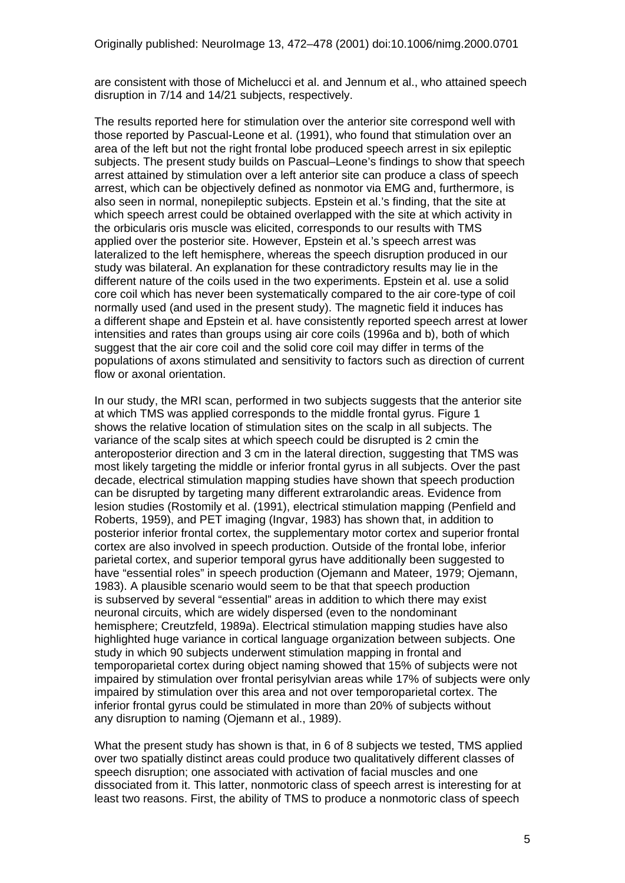are consistent with those of Michelucci et al. and Jennum et al., who attained speech disruption in 7/14 and 14/21 subjects, respectively.

The results reported here for stimulation over the anterior site correspond well with those reported by Pascual-Leone et al. (1991), who found that stimulation over an area of the left but not the right frontal lobe produced speech arrest in six epileptic subjects. The present study builds on Pascual–Leone's findings to show that speech arrest attained by stimulation over a left anterior site can produce a class of speech arrest, which can be objectively defined as nonmotor via EMG and, furthermore, is also seen in normal, nonepileptic subjects. Epstein et al.'s finding, that the site at which speech arrest could be obtained overlapped with the site at which activity in the orbicularis oris muscle was elicited, corresponds to our results with TMS applied over the posterior site. However, Epstein et al.'s speech arrest was lateralized to the left hemisphere, whereas the speech disruption produced in our study was bilateral. An explanation for these contradictory results may lie in the different nature of the coils used in the two experiments. Epstein et al. use a solid core coil which has never been systematically compared to the air core-type of coil normally used (and used in the present study). The magnetic field it induces has a different shape and Epstein et al. have consistently reported speech arrest at lower intensities and rates than groups using air core coils (1996a and b), both of which suggest that the air core coil and the solid core coil may differ in terms of the populations of axons stimulated and sensitivity to factors such as direction of current flow or axonal orientation.

In our study, the MRI scan, performed in two subjects suggests that the anterior site at which TMS was applied corresponds to the middle frontal gyrus. Figure 1 shows the relative location of stimulation sites on the scalp in all subjects. The variance of the scalp sites at which speech could be disrupted is 2 cmin the anteroposterior direction and 3 cm in the lateral direction, suggesting that TMS was most likely targeting the middle or inferior frontal gyrus in all subjects. Over the past decade, electrical stimulation mapping studies have shown that speech production can be disrupted by targeting many different extrarolandic areas. Evidence from lesion studies (Rostomily et al. (1991), electrical stimulation mapping (Penfield and Roberts, 1959), and PET imaging (Ingvar, 1983) has shown that, in addition to posterior inferior frontal cortex, the supplementary motor cortex and superior frontal cortex are also involved in speech production. Outside of the frontal lobe, inferior parietal cortex, and superior temporal gyrus have additionally been suggested to have "essential roles" in speech production (Ojemann and Mateer, 1979; Ojemann, 1983). A plausible scenario would seem to be that that speech production is subserved by several "essential" areas in addition to which there may exist neuronal circuits, which are widely dispersed (even to the nondominant hemisphere; Creutzfeld, 1989a). Electrical stimulation mapping studies have also highlighted huge variance in cortical language organization between subjects. One study in which 90 subjects underwent stimulation mapping in frontal and temporoparietal cortex during object naming showed that 15% of subjects were not impaired by stimulation over frontal perisylvian areas while 17% of subjects were only impaired by stimulation over this area and not over temporoparietal cortex. The inferior frontal gyrus could be stimulated in more than 20% of subjects without any disruption to naming (Ojemann et al., 1989).

What the present study has shown is that, in 6 of 8 subjects we tested, TMS applied over two spatially distinct areas could produce two qualitatively different classes of speech disruption; one associated with activation of facial muscles and one dissociated from it. This latter, nonmotoric class of speech arrest is interesting for at least two reasons. First, the ability of TMS to produce a nonmotoric class of speech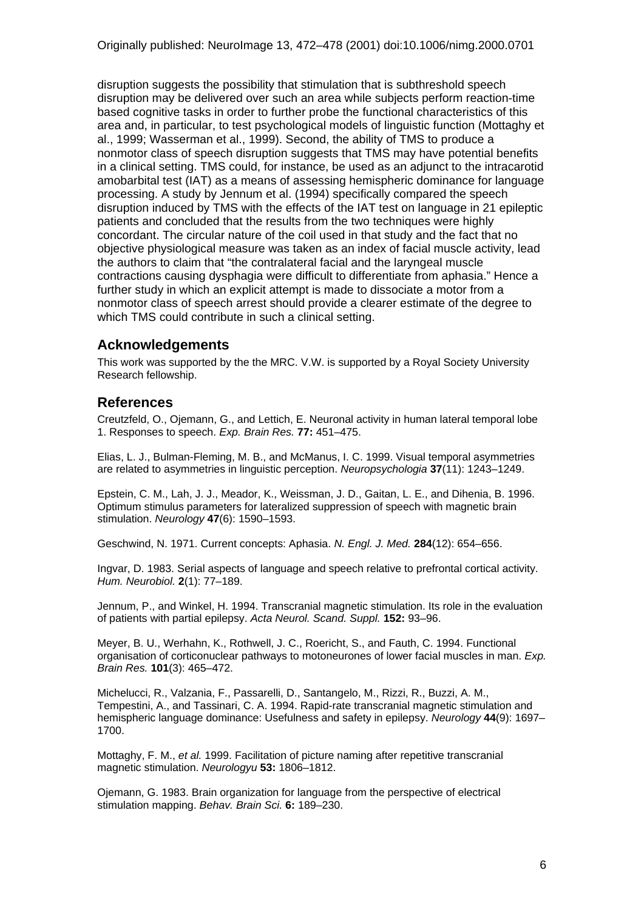disruption suggests the possibility that stimulation that is subthreshold speech disruption may be delivered over such an area while subjects perform reaction-time based cognitive tasks in order to further probe the functional characteristics of this area and, in particular, to test psychological models of linguistic function (Mottaghy et al., 1999; Wasserman et al., 1999). Second, the ability of TMS to produce a nonmotor class of speech disruption suggests that TMS may have potential benefits in a clinical setting. TMS could, for instance, be used as an adjunct to the intracarotid amobarbital test (IAT) as a means of assessing hemispheric dominance for language processing. A study by Jennum et al. (1994) specifically compared the speech disruption induced by TMS with the effects of the IAT test on language in 21 epileptic patients and concluded that the results from the two techniques were highly concordant. The circular nature of the coil used in that study and the fact that no objective physiological measure was taken as an index of facial muscle activity, lead the authors to claim that "the contralateral facial and the laryngeal muscle contractions causing dysphagia were difficult to differentiate from aphasia." Hence a further study in which an explicit attempt is made to dissociate a motor from a nonmotor class of speech arrest should provide a clearer estimate of the degree to which TMS could contribute in such a clinical setting.

## Acknowledgements

This work was supported by the the MRC. V.W. is supported by a Royal Society University Research fellowship.

## References

Creutzfeld, O., Ojemann, G., and Lettich, E. Neuronal activity in human lateral temporal lobe 1. Responses to speech. *Exp. Brain Res.* **77:** 451–475.

Elias, L. J., Bulman-Fleming, M. B., and McManus, I. C. 1999. Visual temporal asymmetries are related to asymmetries in linguistic perception. *Neuropsychologia* **37**(11): 1243–1249.

Epstein, C. M., Lah, J. J., Meador, K., Weissman, J. D., Gaitan, L. E., and Dihenia, B. 1996. Optimum stimulus parameters for lateralized suppression of speech with magnetic brain stimulation. *Neurology* **47**(6): 1590–1593.

Geschwind, N. 1971. Current concepts: Aphasia. *N. Engl. J. Med.* **284**(12): 654–656.

Ingvar, D. 1983. Serial aspects of language and speech relative to prefrontal cortical activity. *Hum. Neurobiol.* **2**(1): 77–189.

Jennum, P., and Winkel, H. 1994. Transcranial magnetic stimulation. Its role in the evaluation of patients with partial epilepsy. *Acta Neurol. Scand. Suppl.* **152:** 93–96.

Meyer, B. U., Werhahn, K., Rothwell, J. C., Roericht, S., and Fauth, C. 1994. Functional organisation of corticonuclear pathways to motoneurones of lower facial muscles in man. *Exp. Brain Res.* **101**(3): 465–472.

Michelucci, R., Valzania, F., Passarelli, D., Santangelo, M., Rizzi, R., Buzzi, A. M., Tempestini, A., and Tassinari, C. A. 1994. Rapid-rate transcranial magnetic stimulation and hemispheric language dominance: Usefulness and safety in epilepsy. *Neurology* **44**(9): 1697–1700.

Mottaghy, F. M., *et al.* 1999. Facilitation of picture naming after repetitive transcranial magnetic stimulation. *Neurologyu* **53:** 1806–1812.

Ojemann, G. 1983. Brain organization for language from the perspective of electrical stimulation mapping. *Behav. Brain Sci.* **6:** 189–230.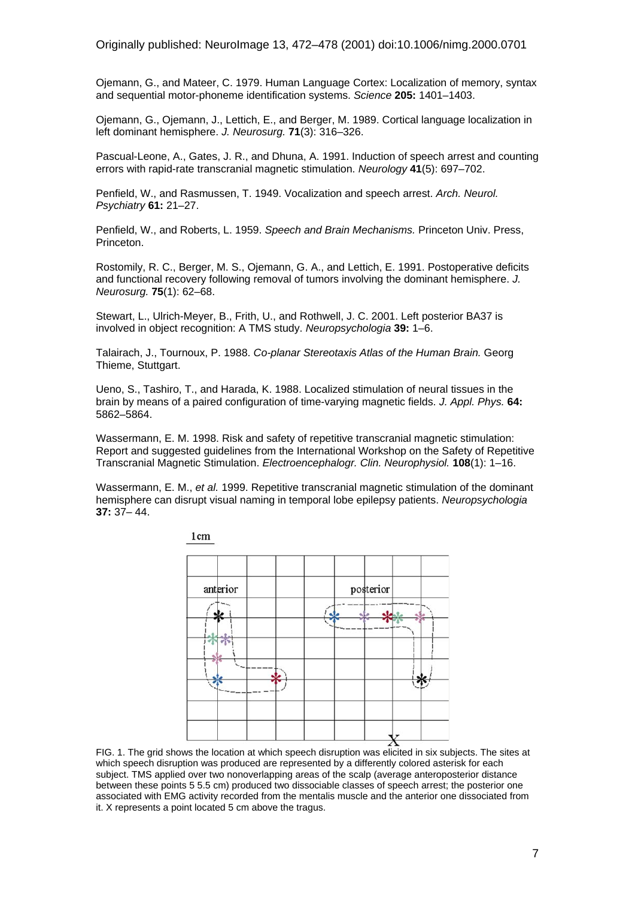Ojemann, G., and Mateer, C. 1979. Human Language Cortex: Localization of memory, syntax and sequential motor-phoneme identification systems. *Science* **205:** 1401–1403.

Ojemann, G., Ojemann, J., Lettich, E., and Berger, M. 1989. Cortical language localization in left dominant hemisphere. *J. Neurosurg.* **71**(3): 316–326.

Pascual-Leone, A., Gates, J. R., and Dhuna, A. 1991. Induction of speech arrest and counting errors with rapid-rate transcranial magnetic stimulation. *Neurology* **41**(5): 697–702.

Penfield, W., and Rasmussen, T. 1949. Vocalization and speech arrest. *Arch. Neurol. Psychiatry* **61:** 21–27.

Penfield, W., and Roberts, L. 1959. *Speech and Brain Mechanisms.* Princeton Univ. Press, Princeton.

Rostomily, R. C., Berger, M. S., Ojemann, G. A., and Lettich, E. 1991. Postoperative deficits and functional recovery following removal of tumors involving the dominant hemisphere. *J. Neurosurg.* **75**(1): 62–68.

Stewart, L., Ulrich-Meyer, B., Frith, U., and Rothwell, J. C. 2001. Left posterior BA37 is involved in object recognition: A TMS study. *Neuropsychologia* **39:** 1–6.

Talairach, J., Tournoux, P. 1988. *Co-planar Stereotaxis Atlas of the Human Brain.* Georg Thieme, Stuttgart.

Ueno, S., Tashiro, T., and Harada, K. 1988. Localized stimulation of neural tissues in the brain by means of a paired configuration of time-varying magnetic fields. *J. Appl. Phys.* **64:** 5862–5864.

Wassermann, E. M. 1998. Risk and safety of repetitive transcranial magnetic stimulation: Report and suggested guidelines from the International Workshop on the Safety of Repetitive Transcranial Magnetic Stimulation. *Electroencephalogr. Clin. Neurophysiol.* **108**(1): 1–16.

Wassermann, E. M., *et al.* 1999. Repetitive transcranial magnetic stimulation of the dominant hemisphere can disrupt visual naming in temporal lobe epilepsy patients. *Neuropsychologia* **37:** 37– 44.

FIG. 1. The grid shows the location at which speech disruption was elicited in six subjects. The sites at which speech disruption was produced are represented by a differently colored asterisk for each subject. TMS applied over two nonoverlapping areas of the scalp (average anteroposterior distance between these points 5 5.5 cm) produced two dissociable classes of speech arrest; the posterior one associated with EMG activity recorded from the mentalis muscle and the anterior one dissociated from it. X represents a point located 5 cm above the tragus.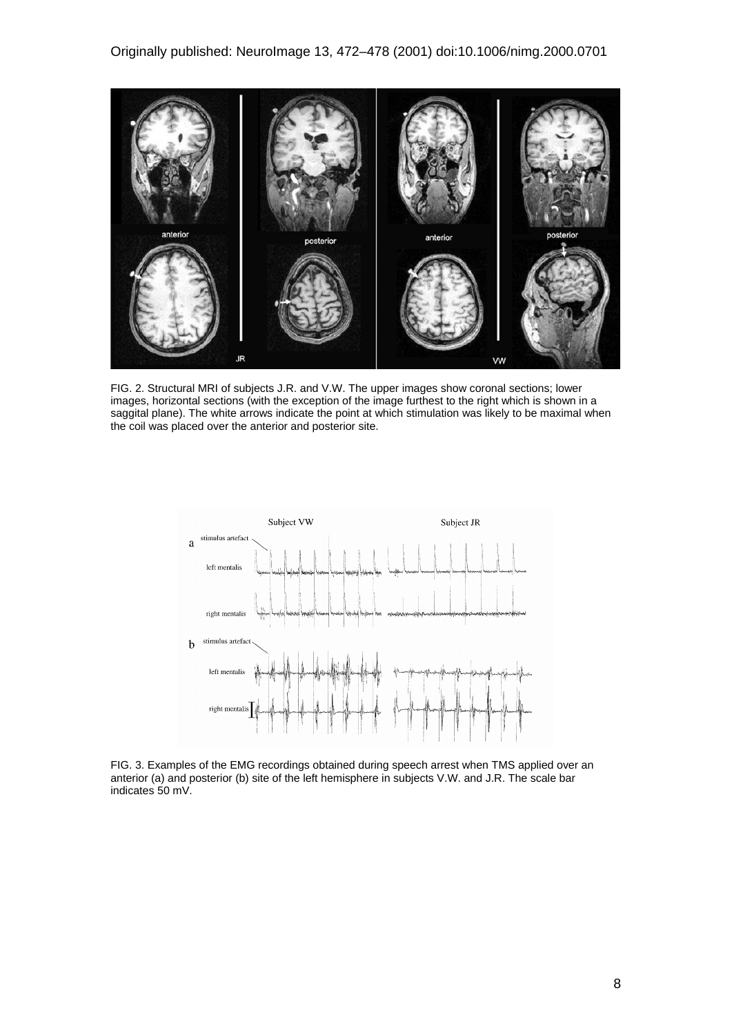FIG. 2. Structural MRI of subjects J.R. and V.W. The upper images show coronal sections; lower images, horizontal sections (with the exception of the image furthest to the right which is shown in a saggital plane). The white arrows indicate the point at which stimulation was likely to be maximal when the coil was placed over the anterior and posterior site.

FIG. 3. Examples of the EMG recordings obtained during speech arrest when TMS applied over an anterior (a) and posterior (b) site of the left hemisphere in subjects V.W. and J.R. The scale bar indicates 50 mV.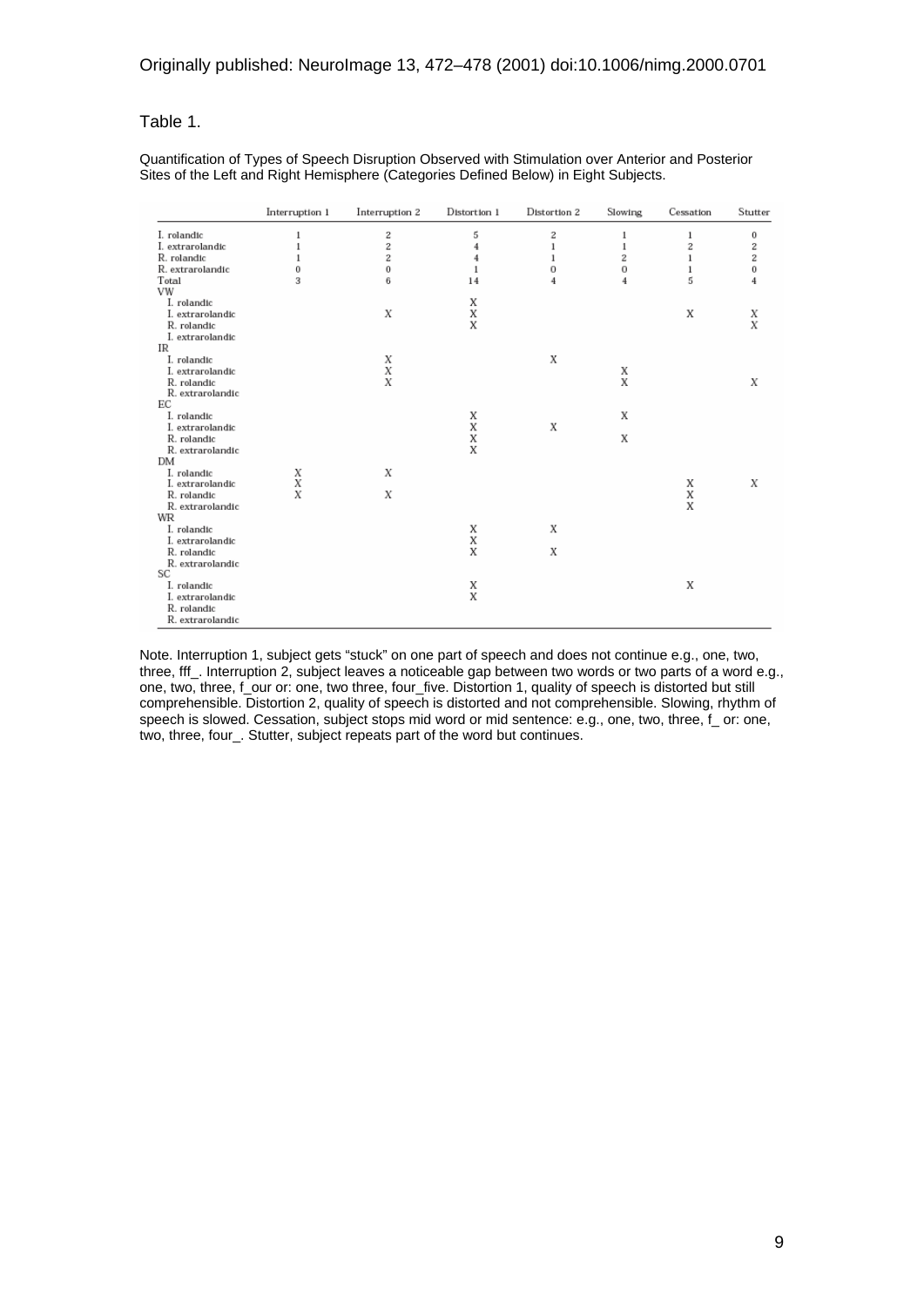Table 1.

Quantification of Types of Speech Disruption Observed with Stimulation over Anterior and Posterior Sites of the Left and Right Hemisphere (Categories Defined Below) in Eight Subjects.

| | Interruption 1 | Interruption 2 | Distortion 1 | Distortion 2 | Slowing | Cessation | Stutter |
|---|---|---|---|---|---|---|---|
| L. rolandic | 1 | 2 | 5 | 2 | 1 | 1 | 0 |
| L. extrarolandic | 1 | 2 | 4 | 1 | 1 | 2 | 2 |
| R. rolandic | 1 | 2 | 4 | 1 | 2 | 1 | 2 |
| R. extrarolandic | 0 | 0 | 1 | 0 | 0 | 1 | 0 |
| Total | 3 | 6 | 14 | 4 | 4 | 5 | 4 |
| VW | | | | | | | |
| L. rolandic | | | X | | | | |
| L. extrarolandic | | X | X | | | X | X |
| R. rolandic | | | X | | | | X |
| L. extrarolandic | | | | | | | |
| IR | | | | | | | |
| L. rolandic | | X | | X | | | |
| L. extrarolandic | | X | | | X | | |
| R. rolandic | | X | | | X | | X |
| R. extrarolandic | | | | | | | |
| EC | | | | | | | |
| L. rolandic | | | X | | X | | |
| L. extrarolandic | | | X | X | | | |
| R. rolandic | | | X | | X | | |
| R. extrarolandic | | | X | | | | |
| DM | | | | | | | |
| L. rolandic | X | X | | | | | |
| L. extrarolandic | X | | | | | X | X |
| R. rolandic | X | X | | | | X | |
| R. extrarolandic | | | | | | X | |
| WR | | | | | | | |
| L. rolandic | | | X | X | | | |
| L. extrarolandic | | | X | | | | |
| R. rolandic | | | X | X | | | |
| R. extrarolandic | | | | | | | |
| SC | | | | | | | |
| L. rolandic | | | X | | | X | |
| L. extrarolandic | | | X | | | | |
| R. rolandic | | | | | | | |
| R. extrarolandic | | | | | | | |

Note. Interruption 1, subject gets "stuck" on one part of speech and does not continue e.g., one, two, three, fff_. Interruption 2, subject leaves a noticeable gap between two words or two parts of a word e.g., one, two, three, f_our or: one, two three, four_five. Distortion 1, quality of speech is distorted but still comprehensible. Distortion 2, quality of speech is distorted and not comprehensible. Slowing, rhythm of speech is slowed. Cessation, subject stops mid word or mid sentence: e.g., one, two, three, f_ or: one, two, three, four_. Stutter, subject repeats part of the word but continues.